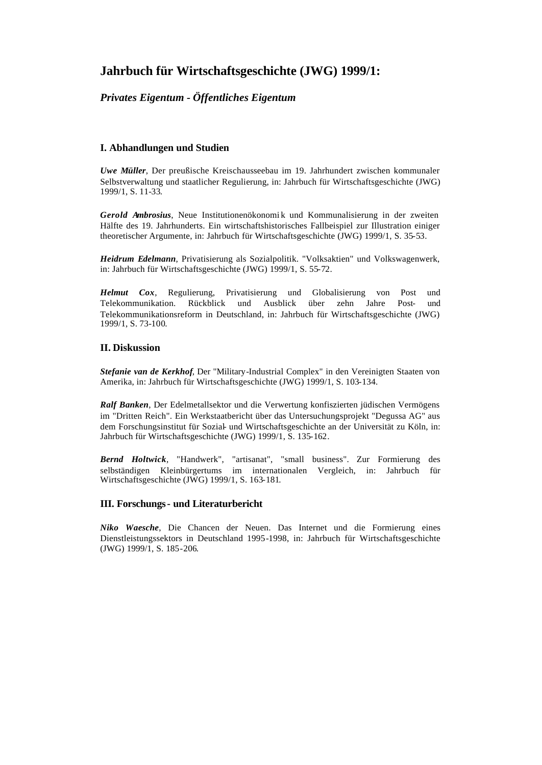# Jahrbuch für Wirtschaftsgeschichte (JWG) 1999/1:

## *Privates Eigentum - Öffentliches Eigentum*

### I. Abhandlungen und Studien

***Uwe Müller***, Der preußische Kreischausseebau im 19. Jahrhundert zwischen kommunaler Selbstverwaltung und staatlicher Regulierung, in: Jahrbuch für Wirtschaftsgeschichte (JWG) 1999/1, S. 11-33.

***Gerold Ambrosius***, Neue Institutionenökonomik und Kommunalisierung in der zweiten Hälfte des 19. Jahrhunderts. Ein wirtschaftshistorisches Fallbeispiel zur Illustration einiger theoretischer Argumente, in: Jahrbuch für Wirtschaftsgeschichte (JWG) 1999/1, S. 35-53.

***Heidrum Edelmann***, Privatisierung als Sozialpolitik. "Volksaktien" und Volkswagenwerk, in: Jahrbuch für Wirtschaftsgeschichte (JWG) 1999/1, S. 55-72.

***Helmut Cox***, Regulierung, Privatisierung und Globalisierung von Post und Telekommunikation. Rückblick und Ausblick über zehn Jahre Post- und Telekommunikationsreform in Deutschland, in: Jahrbuch für Wirtschaftsgeschichte (JWG) 1999/1, S. 73-100.

### II. Diskussion

***Stefanie van de Kerkhof***, Der "Military-Industrial Complex" in den Vereinigten Staaten von Amerika, in: Jahrbuch für Wirtschaftsgeschichte (JWG) 1999/1, S. 103-134.

***Ralf Banken***, Der Edelmetallsektor und die Verwertung konfiszierten jüdischen Vermögens im "Dritten Reich". Ein Werkstaatbericht über das Untersuchungsprojekt "Degussa AG" aus dem Forschungsinstitut für Sozial- und Wirtschaftsgeschichte an der Universität zu Köln, in: Jahrbuch für Wirtschaftsgeschichte (JWG) 1999/1, S. 135-162.

***Bernd Holtwick***, "Handwerk", "artisanat", "small business". Zur Formierung des selbständigen Kleinbürgertums im internationalen Vergleich, in: Jahrbuch für Wirtschaftsgeschichte (JWG) 1999/1, S. 163-181.

### III. Forschungs- und Literaturbericht

***Niko Waesche***, Die Chancen der Neuen. Das Internet und die Formierung eines Dienstleistungssektors in Deutschland 1995-1998, in: Jahrbuch für Wirtschaftsgeschichte (JWG) 1999/1, S. 185-206.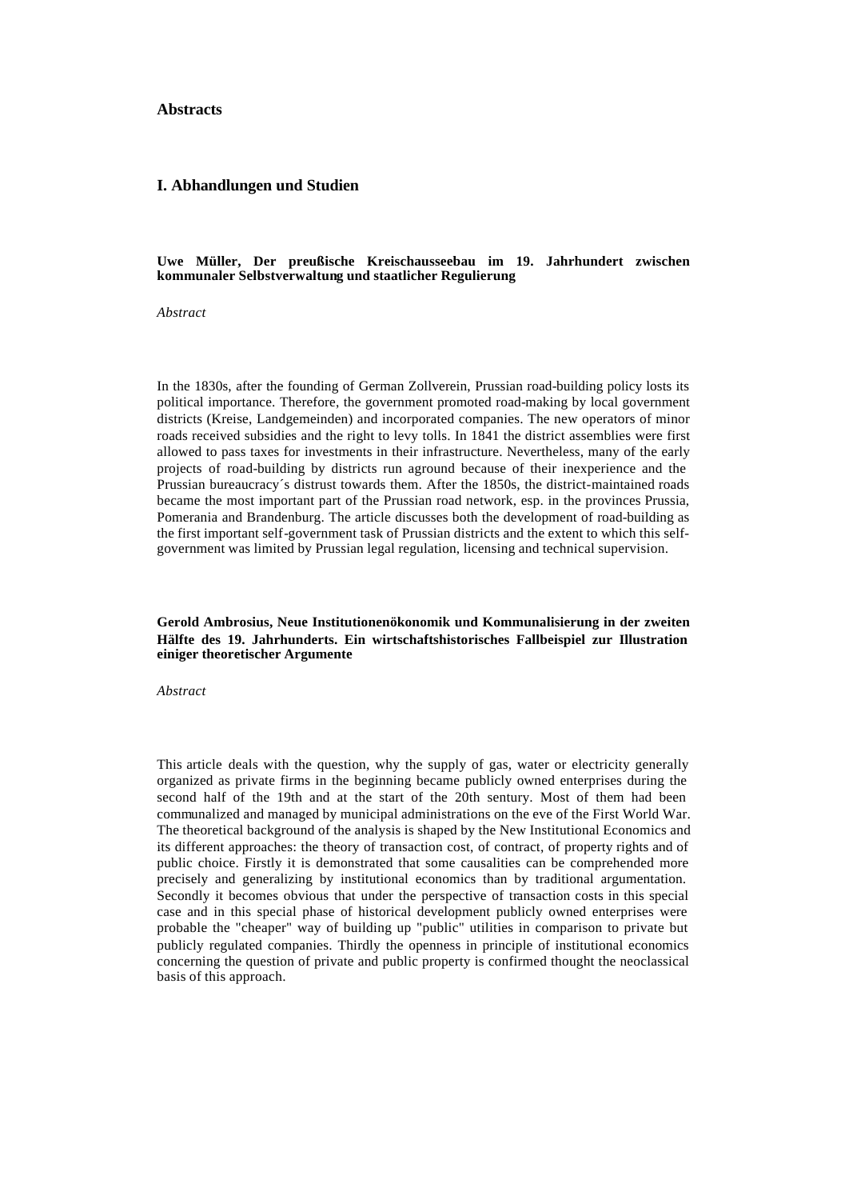## Abstracts

### I. Abhandlungen und Studien

**Uwe Müller, Der preußische Kreischausseebau im 19. Jahrhundert zwischen kommunaler Selbstverwaltung und staatlicher Regulierung**

*Abstract*

In the 1830s, after the founding of German Zollverein, Prussian road-building policy losts its political importance. Therefore, the government promoted road-making by local government districts (Kreise, Landgemeinden) and incorporated companies. The new operators of minor roads received subsidies and the right to levy tolls. In 1841 the district assemblies were first allowed to pass taxes for investments in their infrastructure. Nevertheless, many of the early projects of road-building by districts run aground because of their inexperience and the Prussian bureaucracy´s distrust towards them. After the 1850s, the district-maintained roads became the most important part of the Prussian road network, esp. in the provinces Prussia, Pomerania and Brandenburg. The article discusses both the development of road-building as the first important self-government task of Prussian districts and the extent to which this self-government was limited by Prussian legal regulation, licensing and technical supervision.

**Gerold Ambrosius, Neue Institutionenökonomik und Kommunalisierung in der zweiten Hälfte des 19. Jahrhunderts. Ein wirtschaftshistorisches Fallbeispiel zur Illustration einiger theoretischer Argumente**

*Abstract*

This article deals with the question, why the supply of gas, water or electricity generally organized as private firms in the beginning became publicly owned enterprises during the second half of the 19th and at the start of the 20th sentury. Most of them had been communalized and managed by municipal administrations on the eve of the First World War. The theoretical background of the analysis is shaped by the New Institutional Economics and its different approaches: the theory of transaction cost, of contract, of property rights and of public choice. Firstly it is demonstrated that some causalities can be comprehended more precisely and generalizing by institutional economics than by traditional argumentation. Secondly it becomes obvious that under the perspective of transaction costs in this special case and in this special phase of historical development publicly owned enterprises were probable the "cheaper" way of building up "public" utilities in comparison to private but publicly regulated companies. Thirdly the openness in principle of institutional economics concerning the question of private and public property is confirmed thought the neoclassical basis of this approach.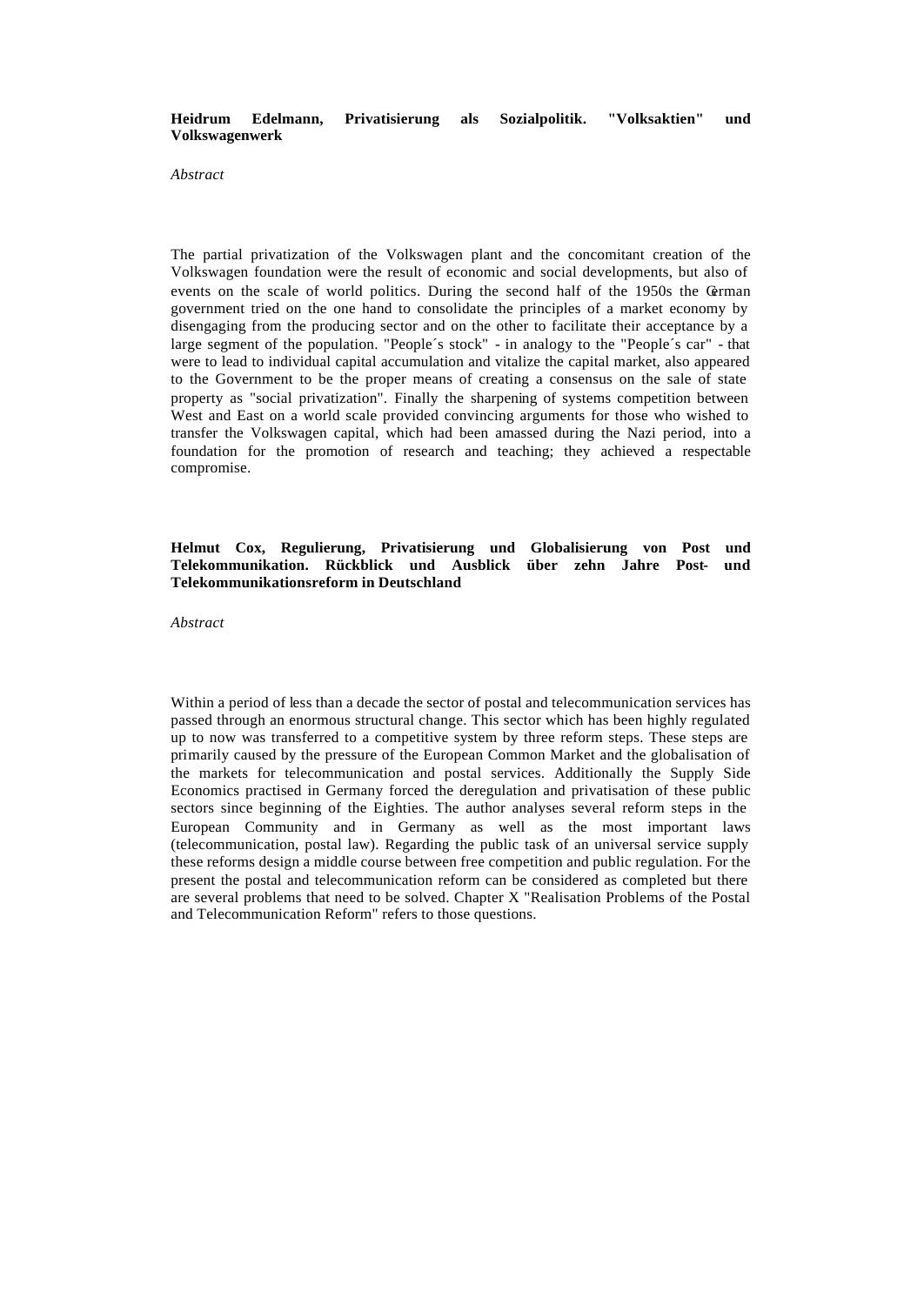**Heidrum Edelmann, Privatisierung als Sozialpolitik. "Volksaktien" und Volkswagenwerk**

*Abstract*

The partial privatization of the Volkswagen plant and the concomitant creation of the Volkswagen foundation were the result of economic and social developments, but also of events on the scale of world politics. During the second half of the 1950s the German government tried on the one hand to consolidate the principles of a market economy by disengaging from the producing sector and on the other to facilitate their acceptance by a large segment of the population. "People´s stock" - in analogy to the "People´s car" - that were to lead to individual capital accumulation and vitalize the capital market, also appeared to the Government to be the proper means of creating a consensus on the sale of state property as "social privatization". Finally the sharpening of systems competition between West and East on a world scale provided convincing arguments for those who wished to transfer the Volkswagen capital, which had been amassed during the Nazi period, into a foundation for the promotion of research and teaching; they achieved a respectable compromise.

**Helmut Cox, Regulierung, Privatisierung und Globalisierung von Post und Telekommunikation. Rückblick und Ausblick über zehn Jahre Post- und Telekommunikationsreform in Deutschland**

*Abstract*

Within a period of less than a decade the sector of postal and telecommunication services has passed through an enormous structural change. This sector which has been highly regulated up to now was transferred to a competitive system by three reform steps. These steps are primarily caused by the pressure of the European Common Market and the globalisation of the markets for telecommunication and postal services. Additionally the Supply Side Economics practised in Germany forced the deregulation and privatisation of these public sectors since beginning of the Eighties. The author analyses several reform steps in the European Community and in Germany as well as the most important laws (telecommunication, postal law). Regarding the public task of an universal service supply these reforms design a middle course between free competition and public regulation. For the present the postal and telecommunication reform can be considered as completed but there are several problems that need to be solved. Chapter X "Realisation Problems of the Postal and Telecommunication Reform" refers to those questions.